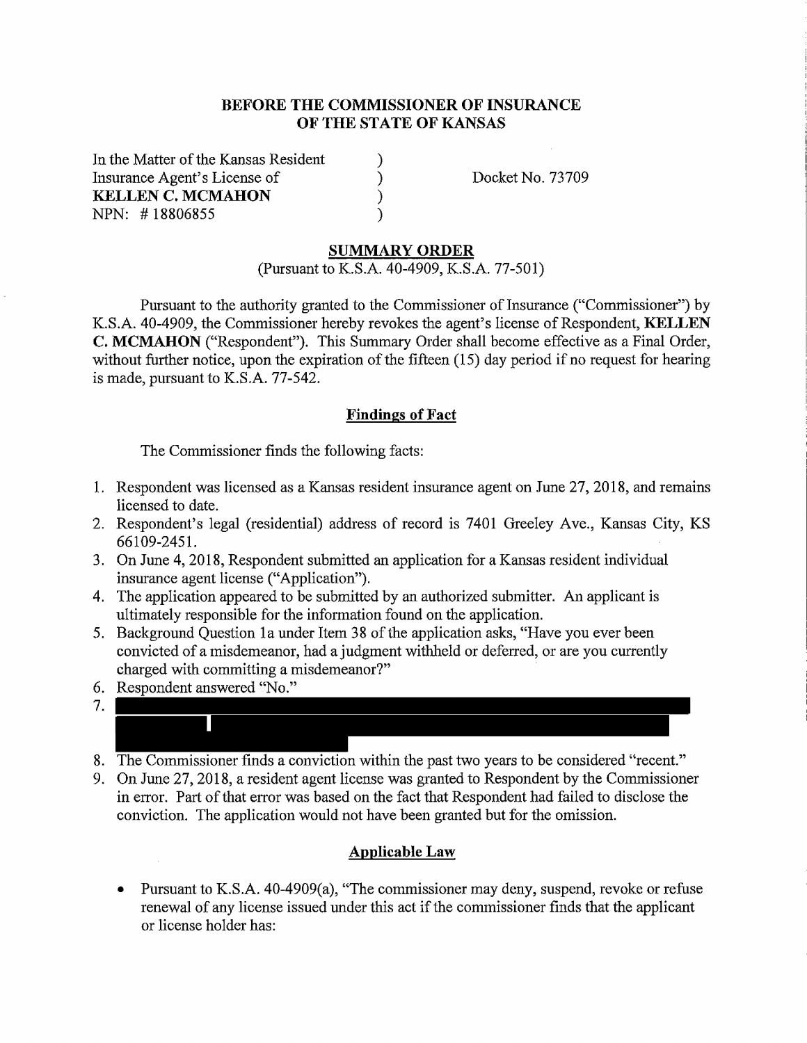**BEFORE THE COMMISSIONER OF INSURANCE**
**OF THE STATE OF KANSAS**

In the Matter of the Kansas Resident )
Insurance Agent's License of ) Docket No. 73709
**KELLEN C. MCMAHON** )
NPN: # 18806855 )

**SUMMARY ORDER**
(Pursuant to K.S.A. 40-4909, K.S.A. 77-501)

Pursuant to the authority granted to the Commissioner of Insurance ("Commissioner") by K.S.A. 40-4909, the Commissioner hereby revokes the agent's license of Respondent, **KELLEN C. MCMAHON** ("Respondent"). This Summary Order shall become effective as a Final Order, without further notice, upon the expiration of the fifteen (15) day period if no request for hearing is made, pursuant to K.S.A. 77-542.

**Findings of Fact**

The Commissioner finds the following facts:

1. Respondent was licensed as a Kansas resident insurance agent on June 27, 2018, and remains licensed to date.
2. Respondent's legal (residential) address of record is 7401 Greeley Ave., Kansas City, KS 66109-2451.
3. On June 4, 2018, Respondent submitted an application for a Kansas resident individual insurance agent license ("Application").
4. The application appeared to be submitted by an authorized submitter. An applicant is ultimately responsible for the information found on the application.
5. Background Question 1a under Item 38 of the application asks, "Have you ever been convicted of a misdemeanor, had a judgment withheld or deferred, or are you currently charged with committing a misdemeanor?"
6. Respondent answered "No."
7. [REDACTED]
8. The Commissioner finds a conviction within the past two years to be considered "recent."
9. On June 27, 2018, a resident agent license was granted to Respondent by the Commissioner in error. Part of that error was based on the fact that Respondent had failed to disclose the conviction. The application would not have been granted but for the omission.

**Applicable Law**

- Pursuant to K.S.A. 40-4909(a), "The commissioner may deny, suspend, revoke or refuse renewal of any license issued under this act if the commissioner finds that the applicant or license holder has: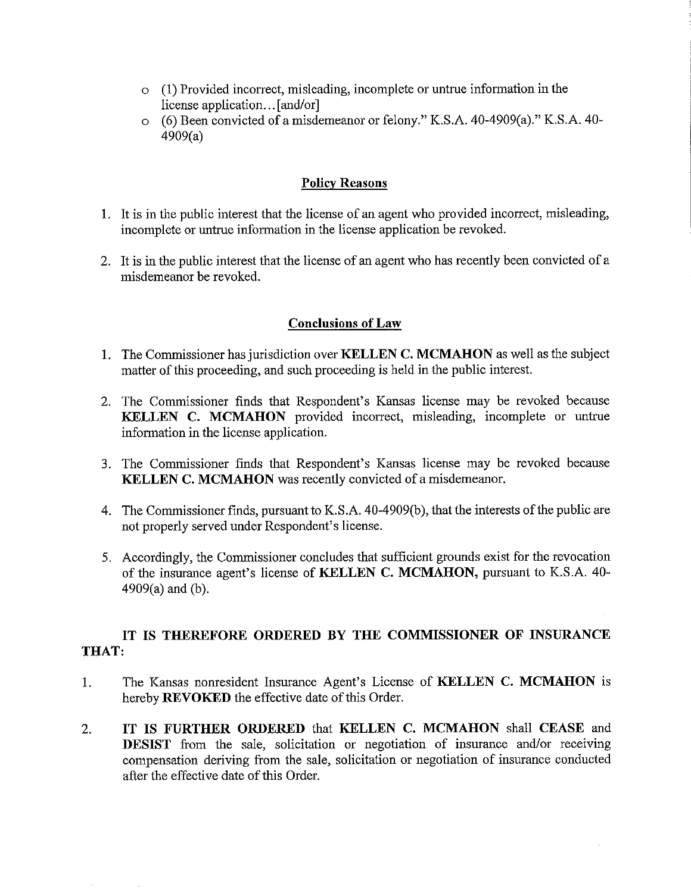- (1) Provided incorrect, misleading, incomplete or untrue information in the license application…[and/or]
- (6) Been convicted of a misdemeanor or felony." K.S.A. 40-4909(a)." K.S.A. 40-4909(a)

## Policy Reasons

1. It is in the public interest that the license of an agent who provided incorrect, misleading, incomplete or untrue information in the license application be revoked.

2. It is in the public interest that the license of an agent who has recently been convicted of a misdemeanor be revoked.

## Conclusions of Law

1. The Commissioner has jurisdiction over **KELLEN C. MCMAHON** as well as the subject matter of this proceeding, and such proceeding is held in the public interest.

2. The Commissioner finds that Respondent's Kansas license may be revoked because **KELLEN C. MCMAHON** provided incorrect, misleading, incomplete or untrue information in the license application.

3. The Commissioner finds that Respondent's Kansas license may be revoked because **KELLEN C. MCMAHON** was recently convicted of a misdemeanor.

4. The Commissioner finds, pursuant to K.S.A. 40-4909(b), that the interests of the public are not properly served under Respondent's license.

5. Accordingly, the Commissioner concludes that sufficient grounds exist for the revocation of the insurance agent's license of **KELLEN C. MCMAHON,** pursuant to K.S.A. 40-4909(a) and (b).

**IT IS THEREFORE ORDERED BY THE COMMISSIONER OF INSURANCE THAT:**

1. The Kansas nonresident Insurance Agent's License of **KELLEN C. MCMAHON** is hereby **REVOKED** the effective date of this Order.

2. **IT IS FURTHER ORDERED** that **KELLEN C. MCMAHON** shall **CEASE** and **DESIST** from the sale, solicitation or negotiation of insurance and/or receiving compensation deriving from the sale, solicitation or negotiation of insurance conducted after the effective date of this Order.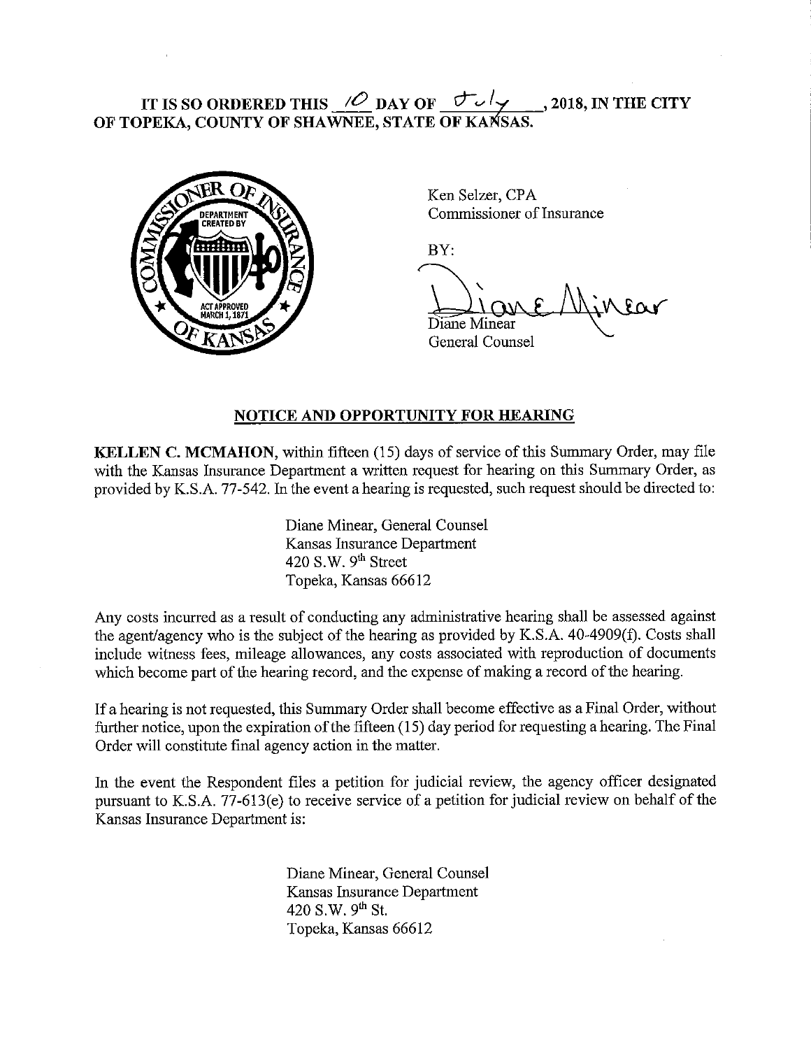**IT IS SO ORDERED THIS 10 DAY OF July, 2018, IN THE CITY OF TOPEKA, COUNTY OF SHAWNEE, STATE OF KANSAS.**

Ken Selzer, CPA
Commissioner of Insurance

BY:

Diane Minear
General Counsel

## NOTICE AND OPPORTUNITY FOR HEARING

**KELLEN C. MCMAHON**, within fifteen (15) days of service of this Summary Order, may file with the Kansas Insurance Department a written request for hearing on this Summary Order, as provided by K.S.A. 77-542. In the event a hearing is requested, such request should be directed to:

Diane Minear, General Counsel
Kansas Insurance Department
420 S.W. 9th Street
Topeka, Kansas 66612

Any costs incurred as a result of conducting any administrative hearing shall be assessed against the agent/agency who is the subject of the hearing as provided by K.S.A. 40-4909(f). Costs shall include witness fees, mileage allowances, any costs associated with reproduction of documents which become part of the hearing record, and the expense of making a record of the hearing.

If a hearing is not requested, this Summary Order shall become effective as a Final Order, without further notice, upon the expiration of the fifteen (15) day period for requesting a hearing. The Final Order will constitute final agency action in the matter.

In the event the Respondent files a petition for judicial review, the agency officer designated pursuant to K.S.A. 77-613(e) to receive service of a petition for judicial review on behalf of the Kansas Insurance Department is:

Diane Minear, General Counsel
Kansas Insurance Department
420 S.W. 9th St.
Topeka, Kansas 66612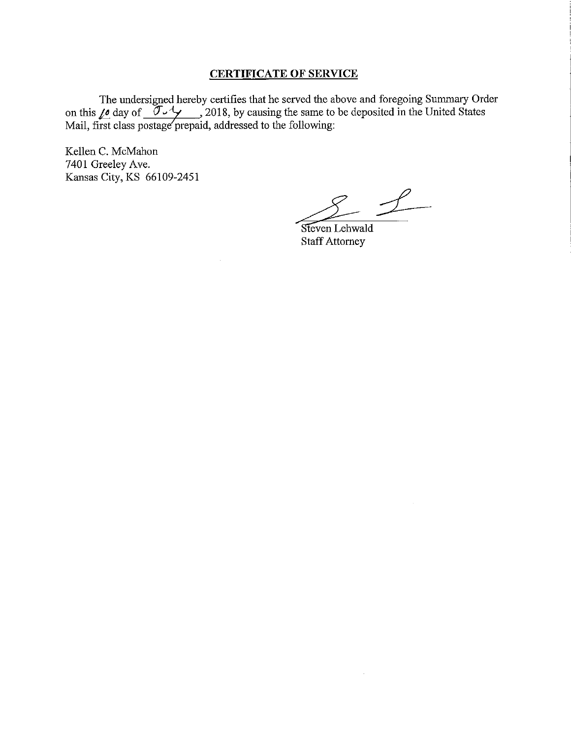## CERTIFICATE OF SERVICE

The undersigned hereby certifies that he served the above and foregoing Summary Order on this 10 day of July, 2018, by causing the same to be deposited in the United States Mail, first class postage prepaid, addressed to the following:

Kellen C. McMahon
7401 Greeley Ave.
Kansas City, KS 66109-2451

Steven Lehwald
Staff Attorney